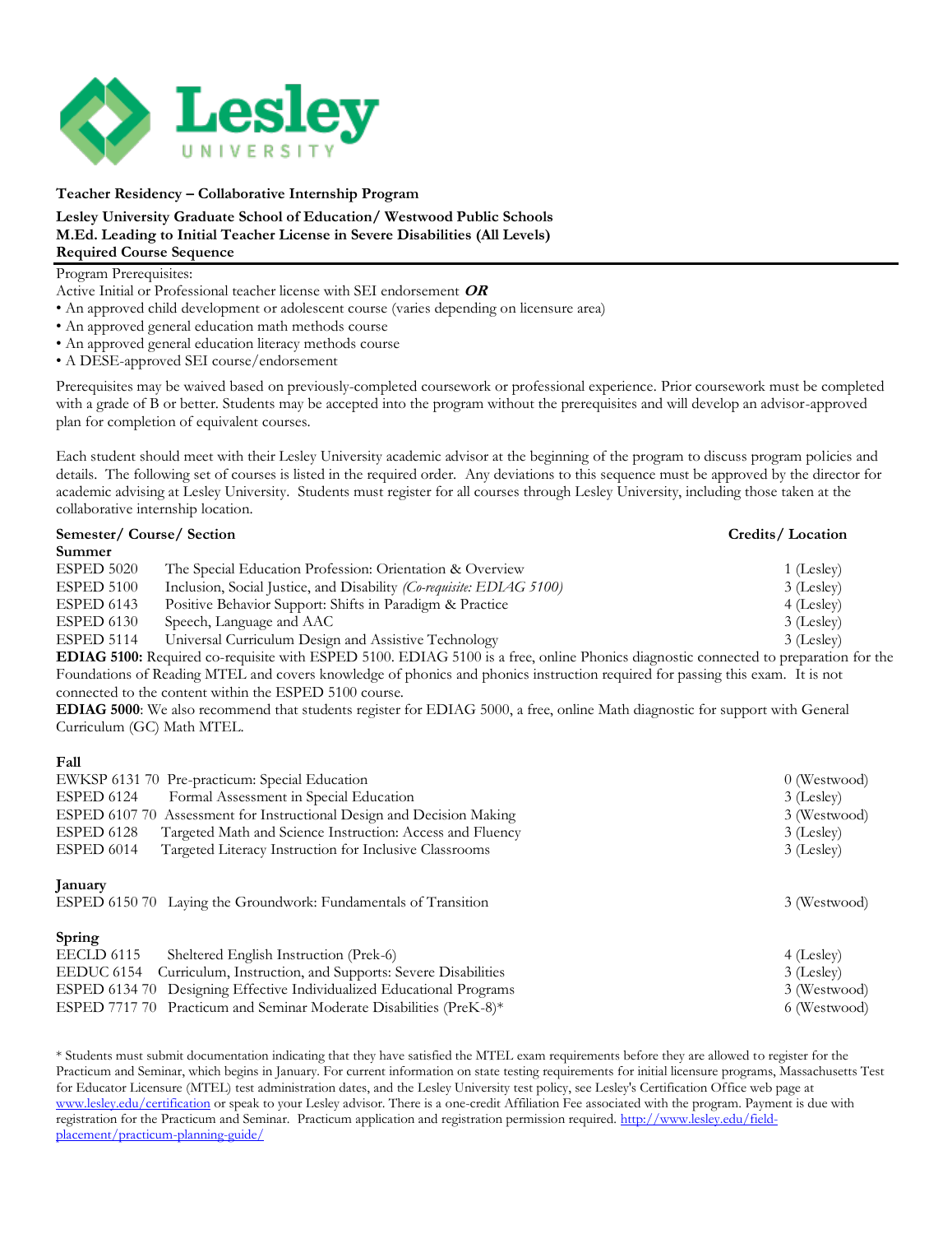**Teacher Residency – Collaborative Internship Program**

**Lesley University Graduate School of Education/ Westwood Public Schools**
**M.Ed. Leading to Initial Teacher License in Severe Disabilities (All Levels)**
**Required Course Sequence**

Program Prerequisites:
Active Initial or Professional teacher license with SEI endorsement ***OR***

- An approved child development or adolescent course (varies depending on licensure area)
- An approved general education math methods course
- An approved general education literacy methods course
- A DESE-approved SEI course/endorsement

Prerequisites may be waived based on previously-completed coursework or professional experience. Prior coursework must be completed with a grade of B or better. Students may be accepted into the program without the prerequisites and will develop an advisor-approved plan for completion of equivalent courses.

Each student should meet with their Lesley University academic advisor at the beginning of the program to discuss program policies and details. The following set of courses is listed in the required order. Any deviations to this sequence must be approved by the director for academic advising at Lesley University. Students must register for all courses through Lesley University, including those taken at the collaborative internship location.

| **Semester/ Course/ Section** | | **Credits/ Location** |
|---|---|---|
| **Summer** | | |
| ESPED 5020 | The Special Education Profession: Orientation & Overview | 1 (Lesley) |
| ESPED 5100 | Inclusion, Social Justice, and Disability *(Co-requisite: EDIAG 5100)* | 3 (Lesley) |
| ESPED 6143 | Positive Behavior Support: Shifts in Paradigm & Practice | 4 (Lesley) |
| ESPED 6130 | Speech, Language and AAC | 3 (Lesley) |
| ESPED 5114 | Universal Curriculum Design and Assistive Technology | 3 (Lesley) |

**EDIAG 5100:** Required co-requisite with ESPED 5100. EDIAG 5100 is a free, online Phonics diagnostic connected to preparation for the Foundations of Reading MTEL and covers knowledge of phonics and phonics instruction required for passing this exam. It is not connected to the content within the ESPED 5100 course.
**EDIAG 5000**: We also recommend that students register for EDIAG 5000, a free, online Math diagnostic for support with General Curriculum (GC) Math MTEL.

| | | |
|---|---|---|
| **Fall** | | |
| EWKSP 6131 70 | Pre-practicum: Special Education | 0 (Westwood) |
| ESPED 6124 | Formal Assessment in Special Education | 3 (Lesley) |
| ESPED 6107 70 | Assessment for Instructional Design and Decision Making | 3 (Westwood) |
| ESPED 6128 | Targeted Math and Science Instruction: Access and Fluency | 3 (Lesley) |
| ESPED 6014 | Targeted Literacy Instruction for Inclusive Classrooms | 3 (Lesley) |
| **January** | | |
| ESPED 6150 70 | Laying the Groundwork: Fundamentals of Transition | 3 (Westwood) |
| **Spring** | | |
| EECLD 6115 | Sheltered English Instruction (Prek-6) | 4 (Lesley) |
| EEDUC 6154 | Curriculum, Instruction, and Supports: Severe Disabilities | 3 (Lesley) |
| ESPED 6134 70 | Designing Effective Individualized Educational Programs | 3 (Westwood) |
| ESPED 7717 70 | Practicum and Seminar Moderate Disabilities (PreK-8)* | 6 (Westwood) |

\* Students must submit documentation indicating that they have satisfied the MTEL exam requirements before they are allowed to register for the Practicum and Seminar, which begins in January. For current information on state testing requirements for initial licensure programs, Massachusetts Test for Educator Licensure (MTEL) test administration dates, and the Lesley University test policy, see Lesley's Certification Office web page at www.lesley.edu/certification or speak to your Lesley advisor. There is a one-credit Affiliation Fee associated with the program. Payment is due with registration for the Practicum and Seminar. Practicum application and registration permission required. http://www.lesley.edu/field-placement/practicum-planning-guide/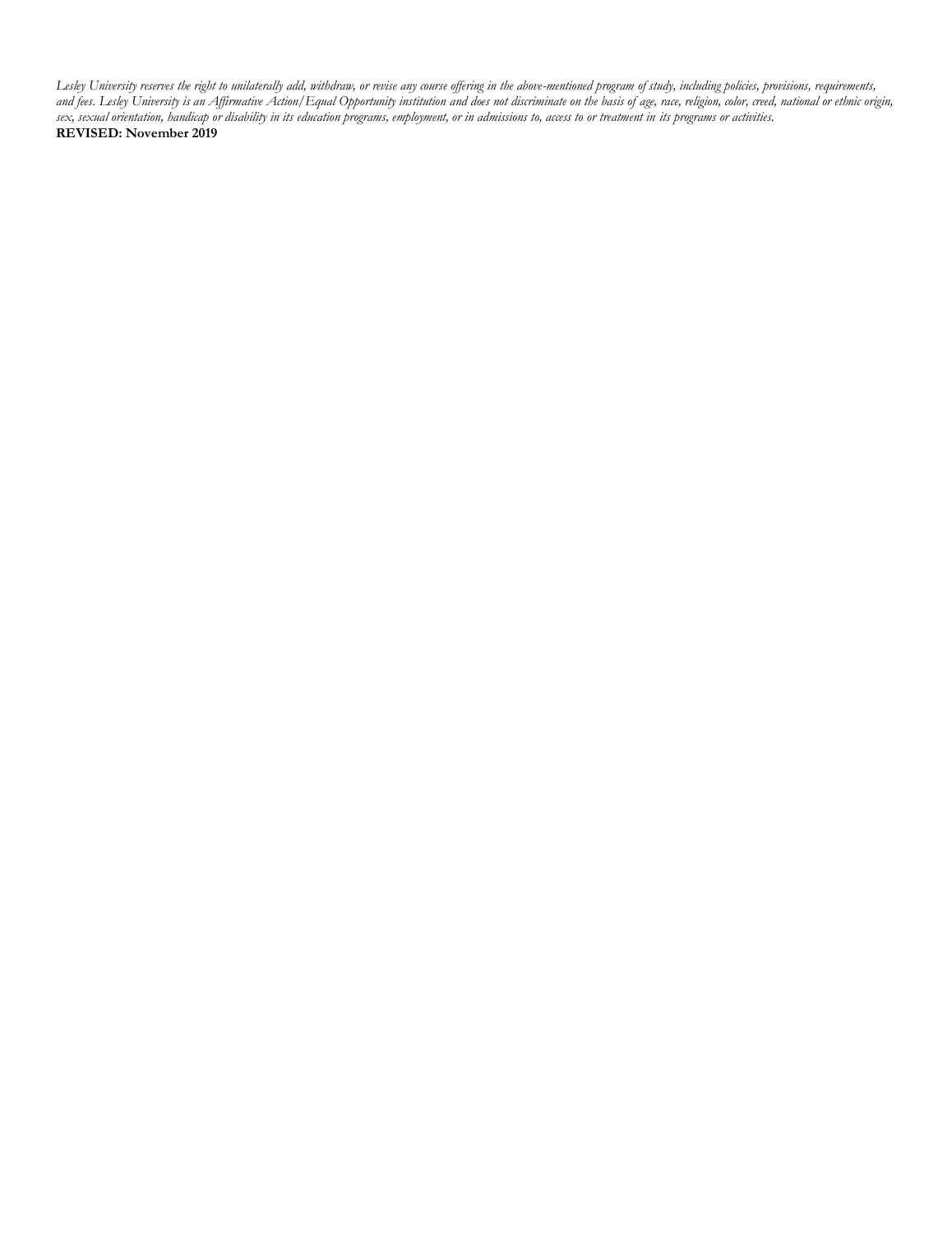*Lesley University reserves the right to unilaterally add, withdraw, or revise any course offering in the above-mentioned program of study, including policies, provisions, requirements, and fees. Lesley University is an Affirmative Action/Equal Opportunity institution and does not discriminate on the basis of age, race, religion, color, creed, national or ethnic origin, sex, sexual orientation, handicap or disability in its education programs, employment, or in admissions to, access to or treatment in its programs or activities.*

**REVISED: November 2019**